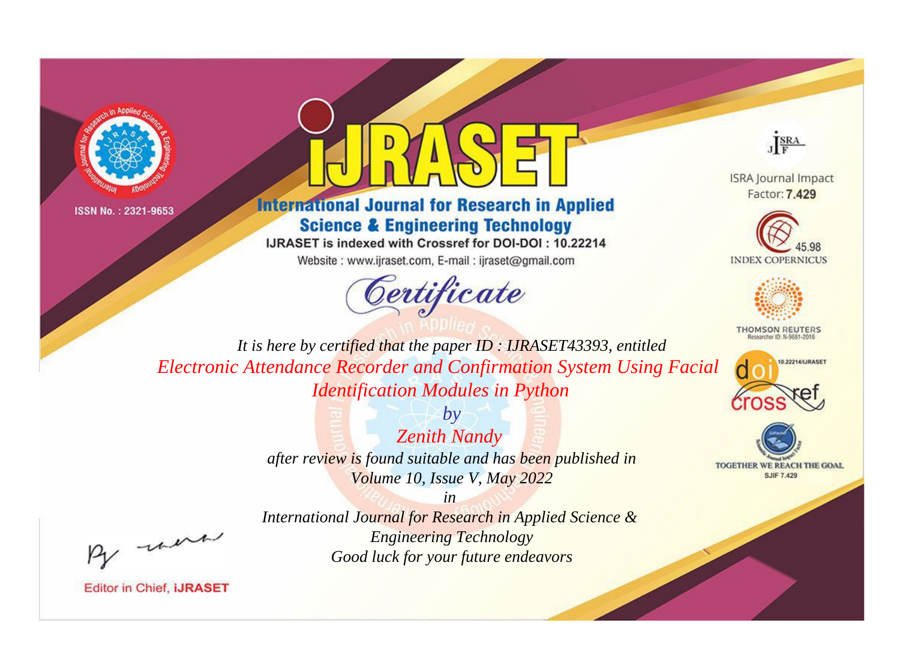ISSN No. : 2321-9653

# iJRASET

## International Journal for Research in Applied Science & Engineering Technology

IJRASET is indexed with Crossref for DOI-DOI : 10.22214

Website : www.ijraset.com, E-mail : ijraset@gmail.com

ISRA Journal Impact Factor: **7.429**

45.98 INDEX COPERNICUS

THOMSON REUTERS Researcher ID: N-9681-2016

10.22214/IJRASET

TOGETHER WE REACH THE GOAL SJIF 7.429

## *Certificate*

*It is here by certified that the paper ID : IJRASET43393, entitled*

*Electronic Attendance Recorder and Confirmation System Using Facial Identification Modules in Python*

*by*

*Zenith Nandy*

*after review is found suitable and has been published in*

*Volume 10, Issue V, May 2022*

*in*

*International Journal for Research in Applied Science & Engineering Technology*

*Good luck for your future endeavors*

Editor in Chief, **iJRASET**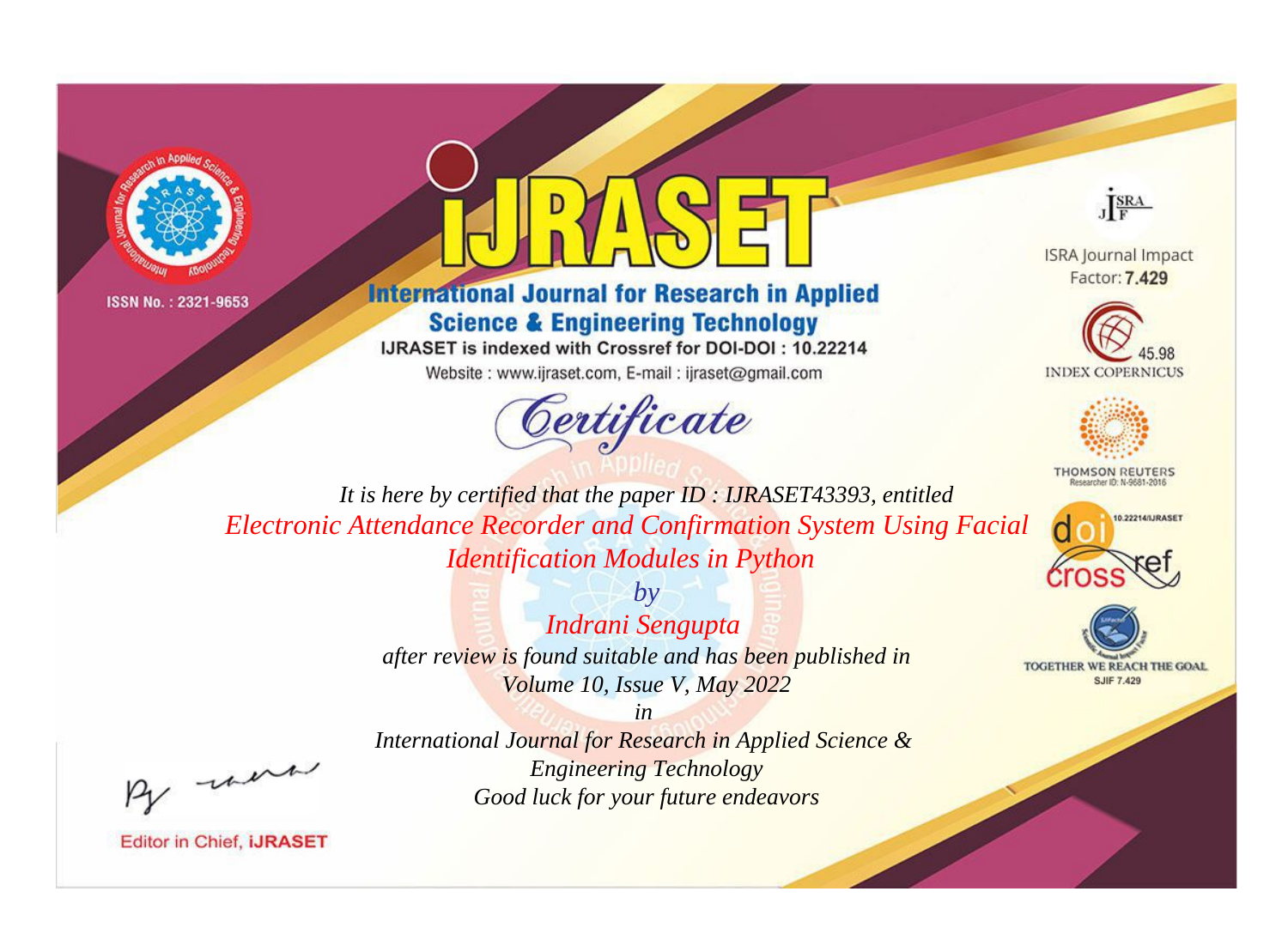ISSN No. : 2321-9653

# iJRASET

## International Journal for Research in Applied Science & Engineering Technology

IJRASET is indexed with Crossref for DOI-DOI : 10.22214

Website : www.ijraset.com, E-mail : ijraset@gmail.com

ISRA Journal Impact Factor: **7.429**

45.98 INDEX COPERNICUS

THOMSON REUTERS Researcher ID: N-9681-2016

10.22214/IJRASET

TOGETHER WE REACH THE GOAL SJIF 7.429

# *Certificate*

*It is here by certified that the paper ID : IJRASET43393, entitled*

*Electronic Attendance Recorder and Confirmation System Using Facial Identification Modules in Python*

*by*

*Indrani Sengupta*

*after review is found suitable and has been published in*

*Volume 10, Issue V, May 2022*

*in*

*International Journal for Research in Applied Science & Engineering Technology*

*Good luck for your future endeavors*

Editor in Chief, **iJRASET**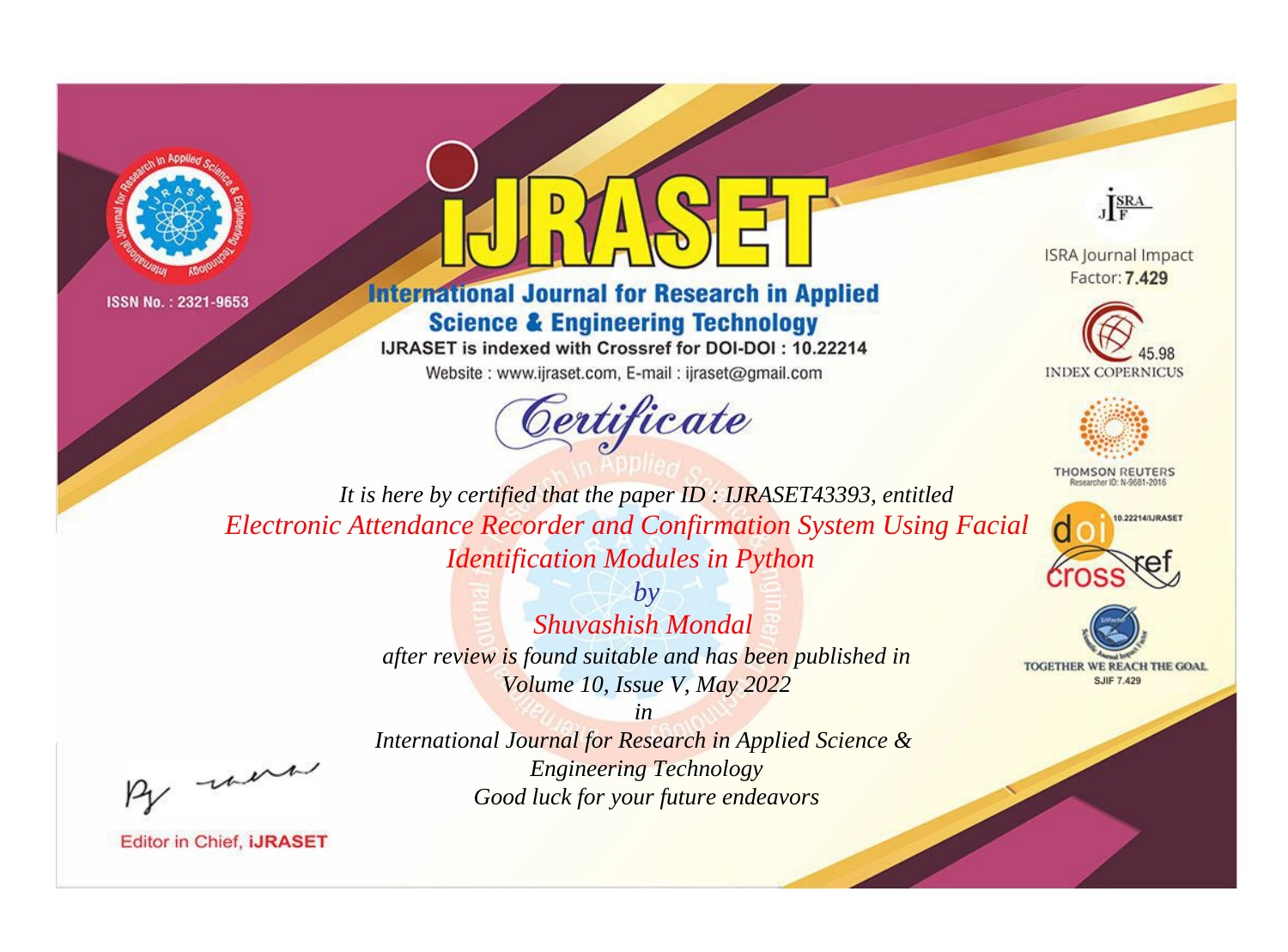ISSN No. : 2321-9653

# iJRASET

## International Journal for Research in Applied Science & Engineering Technology

IJRASET is indexed with Crossref for DOI-DOI : 10.22214

Website : www.ijraset.com, E-mail : ijraset@gmail.com

ISRA Journal Impact Factor: **7.429**

45.98 INDEX COPERNICUS

THOMSON REUTERS Researcher ID: N-9681-2016

10.22214/IJRASET

TOGETHER WE REACH THE GOAL SJIF 7.429

# *Certificate*

*It is here by certified that the paper ID : IJRASET43393, entitled*

*Electronic Attendance Recorder and Confirmation System Using Facial Identification Modules in Python*

*by*

*Shuvashish Mondal*

*after review is found suitable and has been published in*

*Volume 10, Issue V, May 2022*

*in*

*International Journal for Research in Applied Science & Engineering Technology*

*Good luck for your future endeavors*

Editor in Chief, **iJRASET**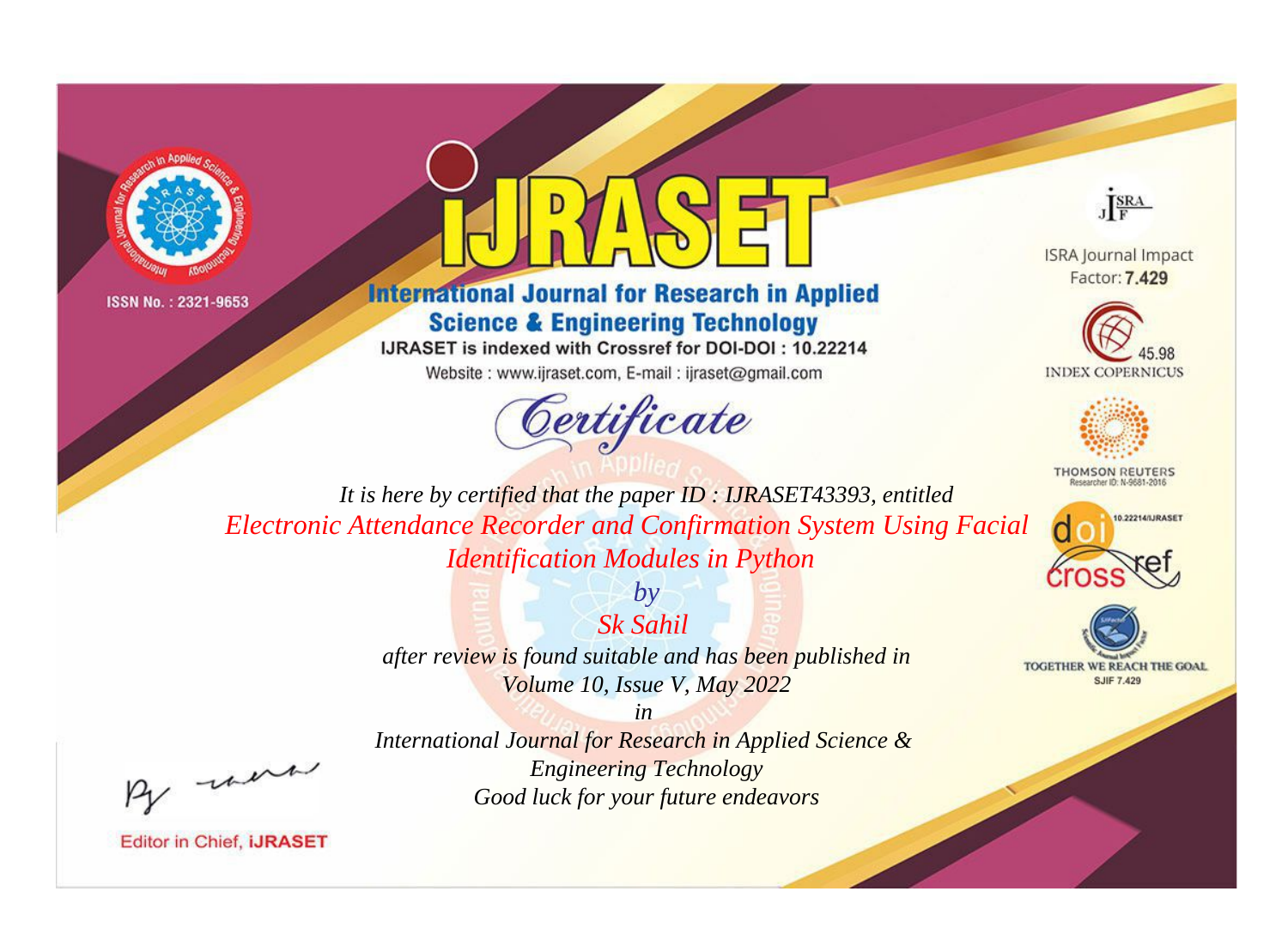ISSN No. : 2321-9653

# iJRASET

## International Journal for Research in Applied Science & Engineering Technology

IJRASET is indexed with Crossref for DOI-DOI : 10.22214

Website : www.ijraset.com, E-mail : ijraset@gmail.com

ISRA Journal Impact Factor: **7.429**

45.98 INDEX COPERNICUS

THOMSON REUTERS Researcher ID: N-9681-2016

10.22214/IJRASET

TOGETHER WE REACH THE GOAL SJIF 7.429

# *Certificate*

*It is here by certified that the paper ID : IJRASET43393, entitled*

*Electronic Attendance Recorder and Confirmation System Using Facial Identification Modules in Python*

*by*

*Sk Sahil*

*after review is found suitable and has been published in*

*Volume 10, Issue V, May 2022*

*in*

*International Journal for Research in Applied Science & Engineering Technology*

*Good luck for your future endeavors*

Editor in Chief, **iJRASET**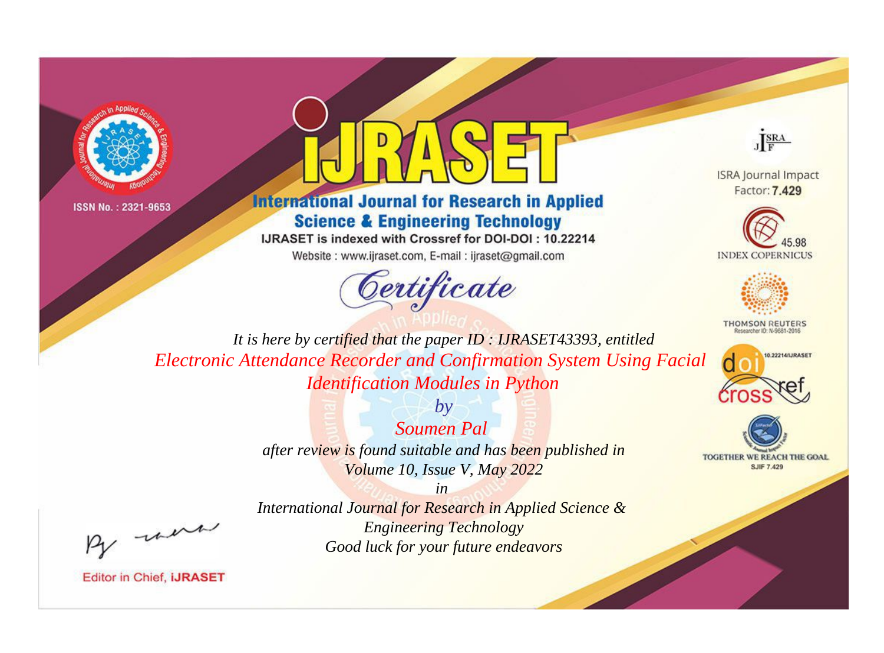ISSN No. : 2321-9653

# IJRASET

## International Journal for Research in Applied Science & Engineering Technology

IJRASET is indexed with Crossref for DOI-DOI : 10.22214

Website : www.ijraset.com, E-mail : ijraset@gmail.com

*Certificate*

*It is here by certified that the paper ID : IJRASET43393, entitled*

*Electronic Attendance Recorder and Confirmation System Using Facial Identification Modules in Python*

*by*

*Soumen Pal*

*after review is found suitable and has been published in*

*Volume 10, Issue V, May 2022*

*in*

*International Journal for Research in Applied Science & Engineering Technology*

*Good luck for your future endeavors*

ISRA Journal Impact Factor: **7.429**

45.98 INDEX COPERNICUS

THOMSON REUTERS Researcher ID: N-9681-2016

10.22214/IJRASET

TOGETHER WE REACH THE GOAL SJIF 7.429

Editor in Chief, **iJRASET**